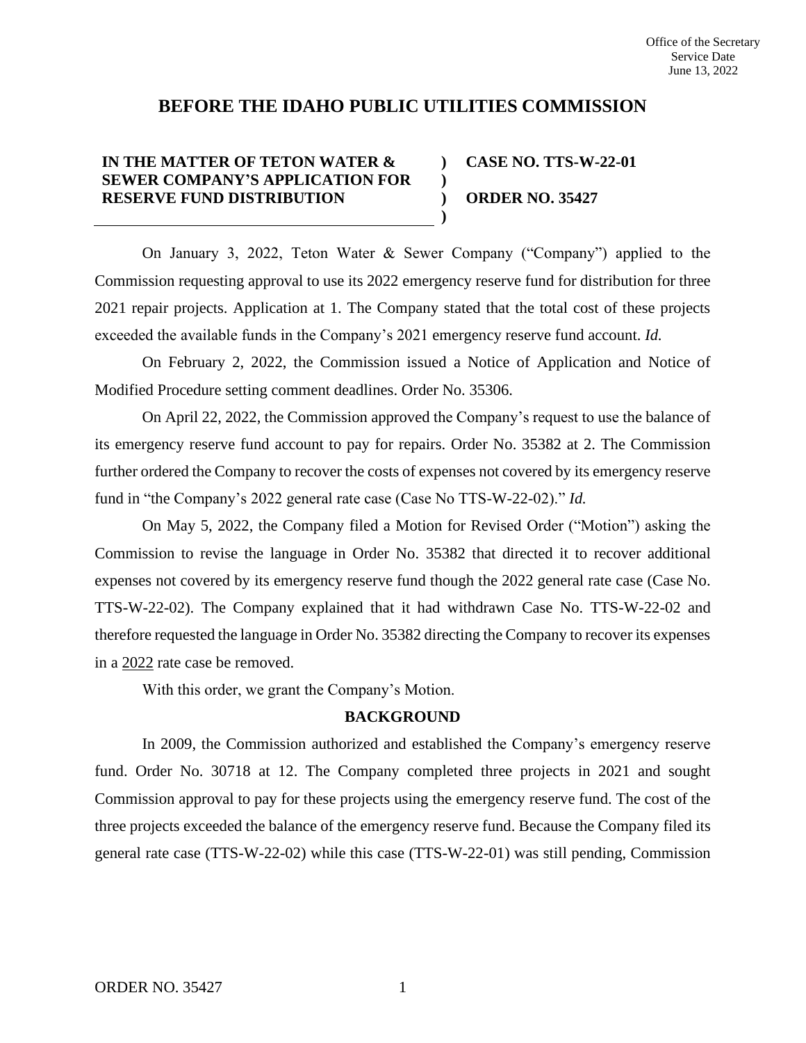Office of the Secretary
Service Date
June 13, 2022

# BEFORE THE IDAHO PUBLIC UTILITIES COMMISSION

| | | |
|---|---|---|
| **IN THE MATTER OF TETON WATER & SEWER COMPANY'S APPLICATION FOR RESERVE FUND DISTRIBUTION** | **)<br>)<br>)<br>)** | **CASE NO. TTS-W-22-01**<br><br>**ORDER NO. 35427** |

On January 3, 2022, Teton Water & Sewer Company ("Company") applied to the Commission requesting approval to use its 2022 emergency reserve fund for distribution for three 2021 repair projects. Application at 1. The Company stated that the total cost of these projects exceeded the available funds in the Company's 2021 emergency reserve fund account. *Id.*

On February 2, 2022, the Commission issued a Notice of Application and Notice of Modified Procedure setting comment deadlines. Order No. 35306.

On April 22, 2022, the Commission approved the Company's request to use the balance of its emergency reserve fund account to pay for repairs. Order No. 35382 at 2. The Commission further ordered the Company to recover the costs of expenses not covered by its emergency reserve fund in "the Company's 2022 general rate case (Case No TTS-W-22-02)." *Id.*

On May 5, 2022, the Company filed a Motion for Revised Order ("Motion") asking the Commission to revise the language in Order No. 35382 that directed it to recover additional expenses not covered by its emergency reserve fund though the 2022 general rate case (Case No. TTS-W-22-02). The Company explained that it had withdrawn Case No. TTS-W-22-02 and therefore requested the language in Order No. 35382 directing the Company to recover its expenses in a <u>2022</u> rate case be removed.

With this order, we grant the Company's Motion.

## BACKGROUND

In 2009, the Commission authorized and established the Company's emergency reserve fund. Order No. 30718 at 12. The Company completed three projects in 2021 and sought Commission approval to pay for these projects using the emergency reserve fund. The cost of the three projects exceeded the balance of the emergency reserve fund. Because the Company filed its general rate case (TTS-W-22-02) while this case (TTS-W-22-01) was still pending, Commission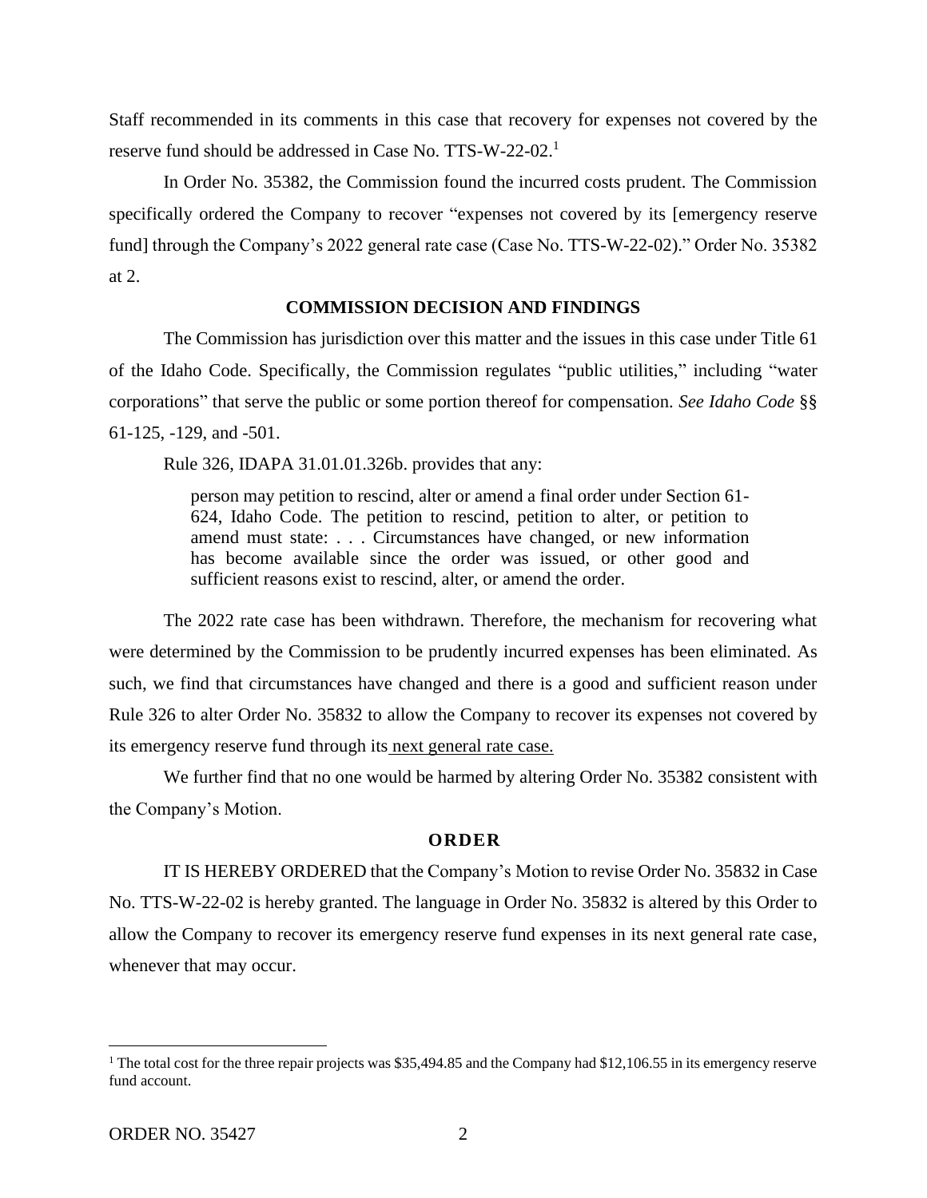Staff recommended in its comments in this case that recovery for expenses not covered by the reserve fund should be addressed in Case No. TTS-W-22-02.[1]

In Order No. 35382, the Commission found the incurred costs prudent. The Commission specifically ordered the Company to recover "expenses not covered by its [emergency reserve fund] through the Company's 2022 general rate case (Case No. TTS-W-22-02)." Order No. 35382 at 2.

## COMMISSION DECISION AND FINDINGS

The Commission has jurisdiction over this matter and the issues in this case under Title 61 of the Idaho Code. Specifically, the Commission regulates "public utilities," including "water corporations" that serve the public or some portion thereof for compensation. *See Idaho Code* §§ 61-125, -129, and -501.

Rule 326, IDAPA 31.01.01.326b. provides that any:

> person may petition to rescind, alter or amend a final order under Section 61-624, Idaho Code. The petition to rescind, petition to alter, or petition to amend must state: . . . Circumstances have changed, or new information has become available since the order was issued, or other good and sufficient reasons exist to rescind, alter, or amend the order.

The 2022 rate case has been withdrawn. Therefore, the mechanism for recovering what were determined by the Commission to be prudently incurred expenses has been eliminated. As such, we find that circumstances have changed and there is a good and sufficient reason under Rule 326 to alter Order No. 35832 to allow the Company to recover its expenses not covered by its emergency reserve fund through its next general rate case.

We further find that no one would be harmed by altering Order No. 35382 consistent with the Company's Motion.

## ORDER

IT IS HEREBY ORDERED that the Company's Motion to revise Order No. 35832 in Case No. TTS-W-22-02 is hereby granted. The language in Order No. 35832 is altered by this Order to allow the Company to recover its emergency reserve fund expenses in its next general rate case, whenever that may occur.

---

[1] The total cost for the three repair projects was $35,494.85 and the Company had $12,106.55 in its emergency reserve fund account.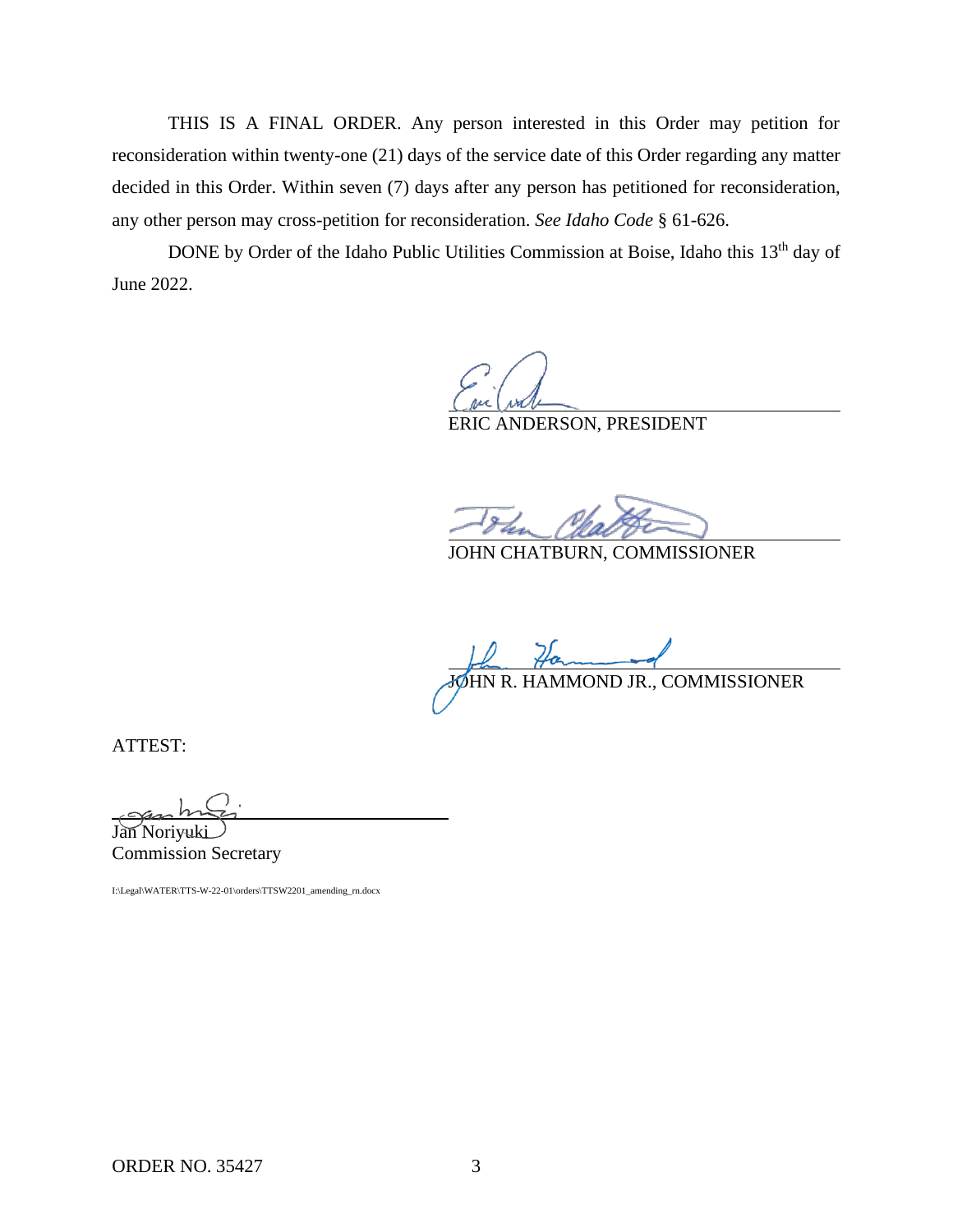THIS IS A FINAL ORDER. Any person interested in this Order may petition for reconsideration within twenty-one (21) days of the service date of this Order regarding any matter decided in this Order. Within seven (7) days after any person has petitioned for reconsideration, any other person may cross-petition for reconsideration. *See Idaho Code* § 61-626.

DONE by Order of the Idaho Public Utilities Commission at Boise, Idaho this 13th day of June 2022.

ERIC ANDERSON, PRESIDENT

JOHN CHATBURN, COMMISSIONER

JOHN R. HAMMOND JR., COMMISSIONER

ATTEST:

Jan Noriyuki
Commission Secretary

I:\Legal\WATER\TTS-W-22-01\orders\TTSW2201_amending_rn.docx

ORDER NO. 35427